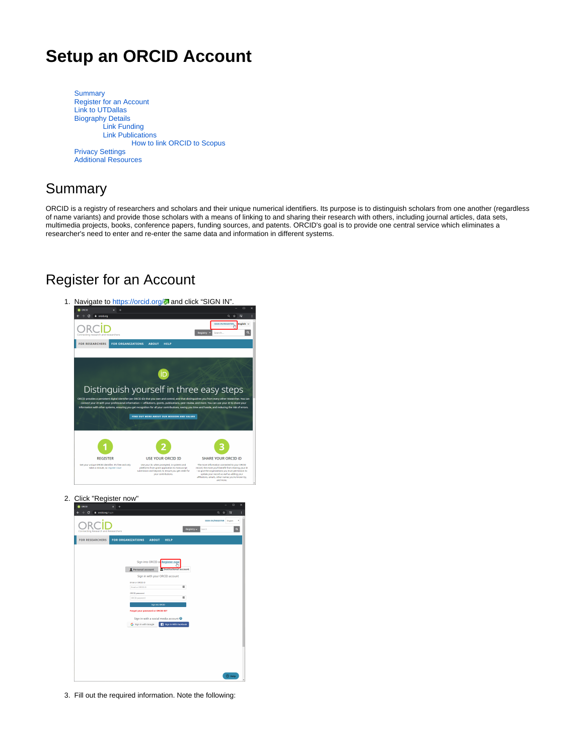# Setup an ORCID Account

- Summary
- Register for an Account
- Link to UTDallas
- Biography Details
    - Link Funding
    - Link Publications
        - How to link ORCID to Scopus
- Privacy Settings
- Additional Resources

## Summary

ORCID is a registry of researchers and scholars and their unique numerical identifiers. Its purpose is to distinguish scholars from one another (regardless of name variants) and provide those scholars with a means of linking to and sharing their research with others, including journal articles, data sets, multimedia projects, books, conference papers, funding sources, and patents. ORCID's goal is to provide one central service which eliminates a researcher's need to enter and re-enter the same data and information in different systems.

## Register for an Account

1. Navigate to https://orcid.org/ and click "SIGN IN".
2. Click "Register now"
3. Fill out the required information. Note the following: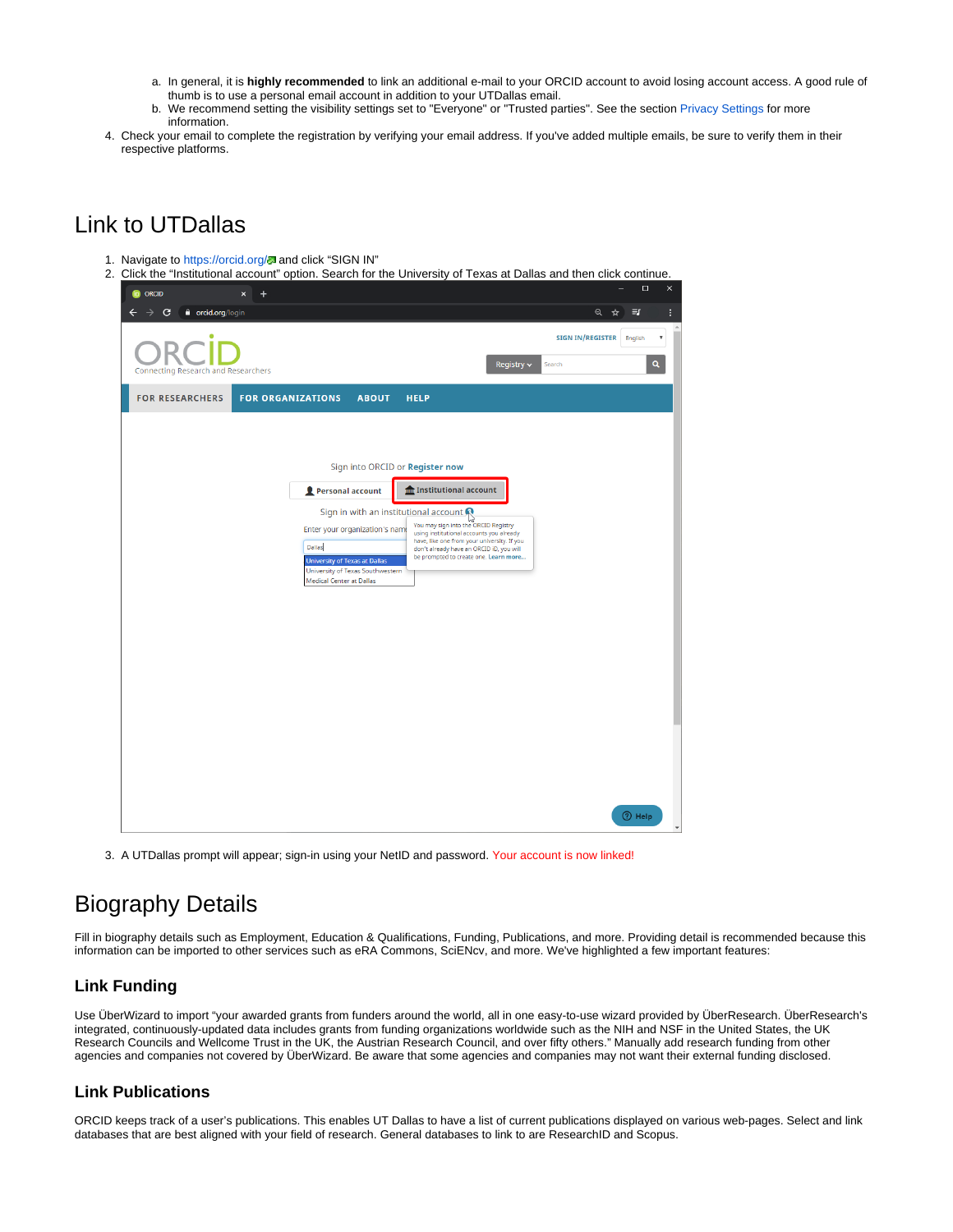a. In general, it is **highly recommended** to link an additional e-mail to your ORCID account to avoid losing account access. A good rule of thumb is to use a personal email account in addition to your UTDallas email.
   b. We recommend setting the visibility settings set to "Everyone" or "Trusted parties". See the section Privacy Settings for more information.
4. Check your email to complete the registration by verifying your email address. If you've added multiple emails, be sure to verify them in their respective platforms.

# Link to UTDallas

1. Navigate to https://orcid.org/ and click "SIGN IN"
2. Click the "Institutional account" option. Search for the University of Texas at Dallas and then click continue.
3. A UTDallas prompt will appear; sign-in using your NetID and password. Your account is now linked!

# Biography Details

Fill in biography details such as Employment, Education & Qualifications, Funding, Publications, and more. Providing detail is recommended because this information can be imported to other services such as eRA Commons, SciENcv, and more. We've highlighted a few important features:

### Link Funding

Use ÜberWizard to import "your awarded grants from funders around the world, all in one easy-to-use wizard provided by ÜberResearch. ÜberResearch's integrated, continuously-updated data includes grants from funding organizations worldwide such as the NIH and NSF in the United States, the UK Research Councils and Wellcome Trust in the UK, the Austrian Research Council, and over fifty others." Manually add research funding from other agencies and companies not covered by ÜberWizard. Be aware that some agencies and companies may not want their external funding disclosed.

### Link Publications

ORCID keeps track of a user's publications. This enables UT Dallas to have a list of current publications displayed on various web-pages. Select and link databases that are best aligned with your field of research. General databases to link to are ResearchID and Scopus.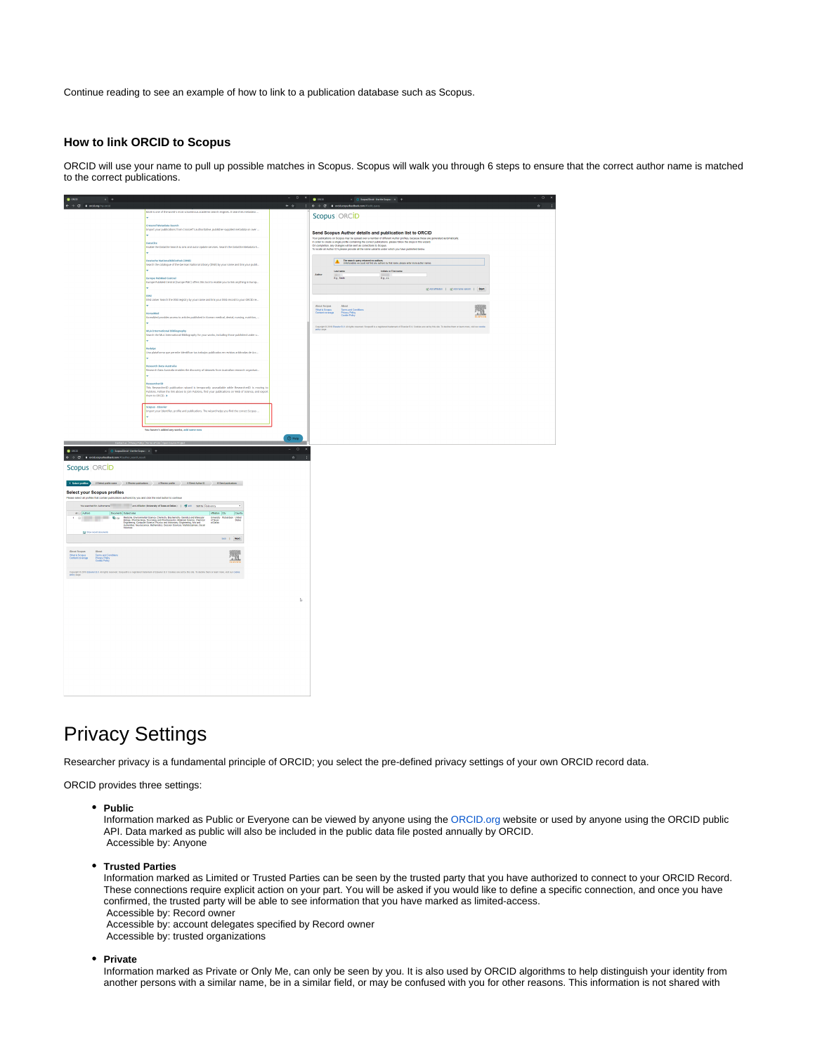Continue reading to see an example of how to link to a publication database such as Scopus.

### How to link ORCID to Scopus

ORCID will use your name to pull up possible matches in Scopus. Scopus will walk you through 6 steps to ensure that the correct author name is matched to the correct publications.

# Privacy Settings

Researcher privacy is a fundamental principle of ORCID; you select the pre-defined privacy settings of your own ORCID record data.

ORCID provides three settings:

- **Public**
  Information marked as Public or Everyone can be viewed by anyone using the ORCID.org website or used by anyone using the ORCID public API. Data marked as public will also be included in the public data file posted annually by ORCID.
  Accessible by: Anyone

- **Trusted Parties**
  Information marked as Limited or Trusted Parties can be seen by the trusted party that you have authorized to connect to your ORCID Record. These connections require explicit action on your part. You will be asked if you would like to define a specific connection, and once you have confirmed, the trusted party will be able to see information that you have marked as limited-access.
  Accessible by: Record owner
  Accessible by: account delegates specified by Record owner
  Accessible by: trusted organizations

- **Private**
  Information marked as Private or Only Me, can only be seen by you. It is also used by ORCID algorithms to help distinguish your identity from another persons with a similar name, be in a similar field, or may be confused with you for other reasons. This information is not shared with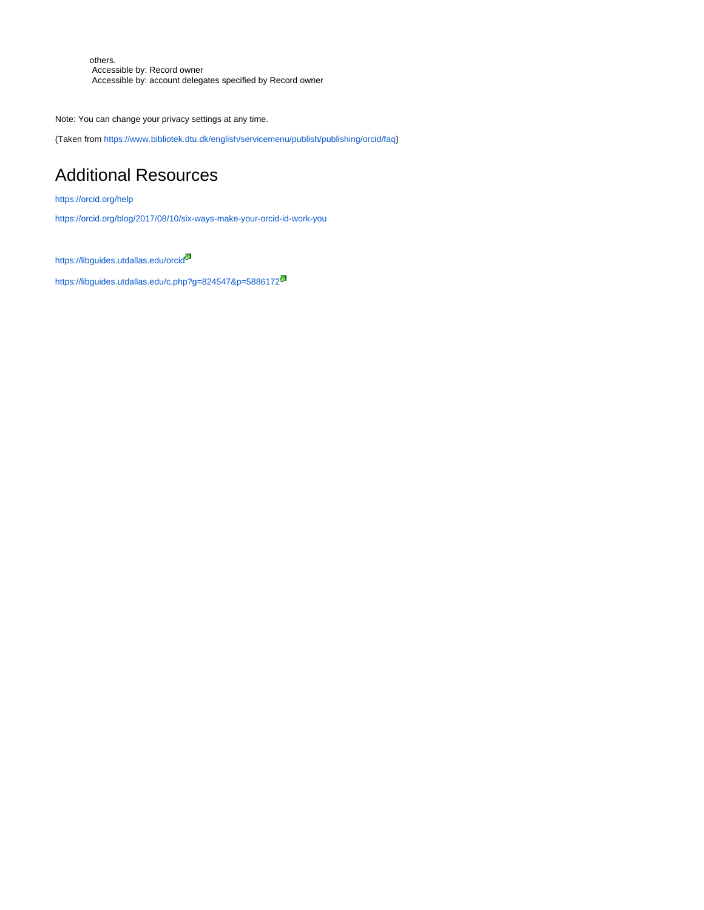others.
Accessible by: Record owner
Accessible by: account delegates specified by Record owner

Note: You can change your privacy settings at any time.

(Taken from https://www.bibliotek.dtu.dk/english/servicemenu/publish/publishing/orcid/faq)

# Additional Resources

https://orcid.org/help

https://orcid.org/blog/2017/08/10/six-ways-make-your-orcid-id-work-you

https://libguides.utdallas.edu/orcid

https://libguides.utdallas.edu/c.php?g=824547&p=5886172